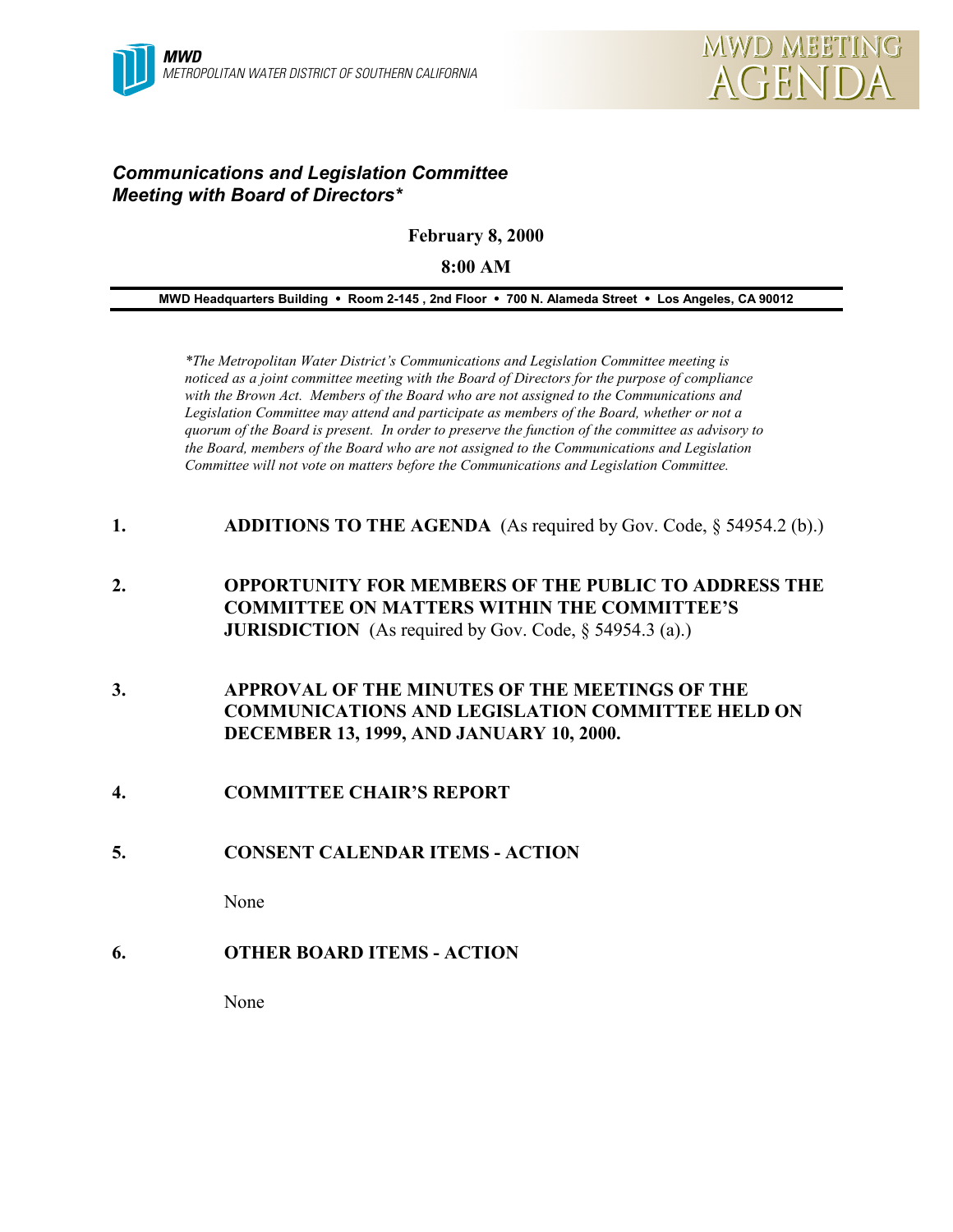MWD
METROPOLITAN WATER DISTRICT OF SOUTHERN CALIFORNIA

MWD MEETING AGENDA

***Communications and Legislation Committee Meeting with Board of Directors****

**February 8, 2000**

**8:00 AM**

**MWD Headquarters Building • Room 2-145 , 2nd Floor • 700 N. Alameda Street • Los Angeles, CA 90012**

*\*The Metropolitan Water District's Communications and Legislation Committee meeting is noticed as a joint committee meeting with the Board of Directors for the purpose of compliance with the Brown Act. Members of the Board who are not assigned to the Communications and Legislation Committee may attend and participate as members of the Board, whether or not a quorum of the Board is present. In order to preserve the function of the committee as advisory to the Board, members of the Board who are not assigned to the Communications and Legislation Committee will not vote on matters before the Communications and Legislation Committee.*

1. **ADDITIONS TO THE AGENDA** (As required by Gov. Code, § 54954.2 (b).)

2. **OPPORTUNITY FOR MEMBERS OF THE PUBLIC TO ADDRESS THE COMMITTEE ON MATTERS WITHIN THE COMMITTEE'S JURISDICTION** (As required by Gov. Code, § 54954.3 (a).)

3. **APPROVAL OF THE MINUTES OF THE MEETINGS OF THE COMMUNICATIONS AND LEGISLATION COMMITTEE HELD ON DECEMBER 13, 1999, AND JANUARY 10, 2000.**

4. **COMMITTEE CHAIR'S REPORT**

5. **CONSENT CALENDAR ITEMS - ACTION**

   None

6. **OTHER BOARD ITEMS - ACTION**

   None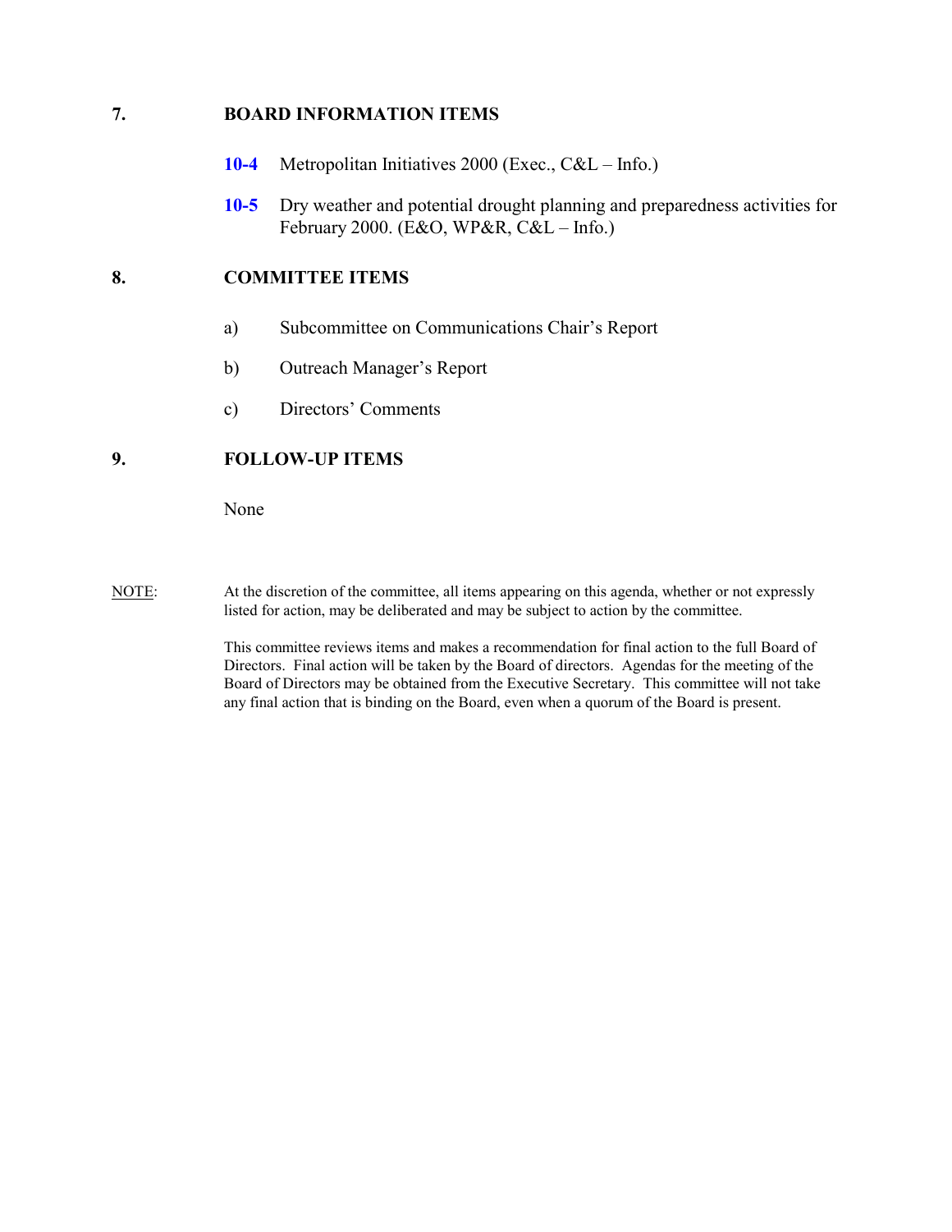## 7. BOARD INFORMATION ITEMS

**10-4** Metropolitan Initiatives 2000 (Exec., C&L – Info.)

**10-5** Dry weather and potential drought planning and preparedness activities for February 2000. (E&O, WP&R, C&L – Info.)

## 8. COMMITTEE ITEMS

a) Subcommittee on Communications Chair's Report

b) Outreach Manager's Report

c) Directors' Comments

## 9. FOLLOW-UP ITEMS

None

NOTE: At the discretion of the committee, all items appearing on this agenda, whether or not expressly listed for action, may be deliberated and may be subject to action by the committee.

This committee reviews items and makes a recommendation for final action to the full Board of Directors. Final action will be taken by the Board of directors. Agendas for the meeting of the Board of Directors may be obtained from the Executive Secretary. This committee will not take any final action that is binding on the Board, even when a quorum of the Board is present.